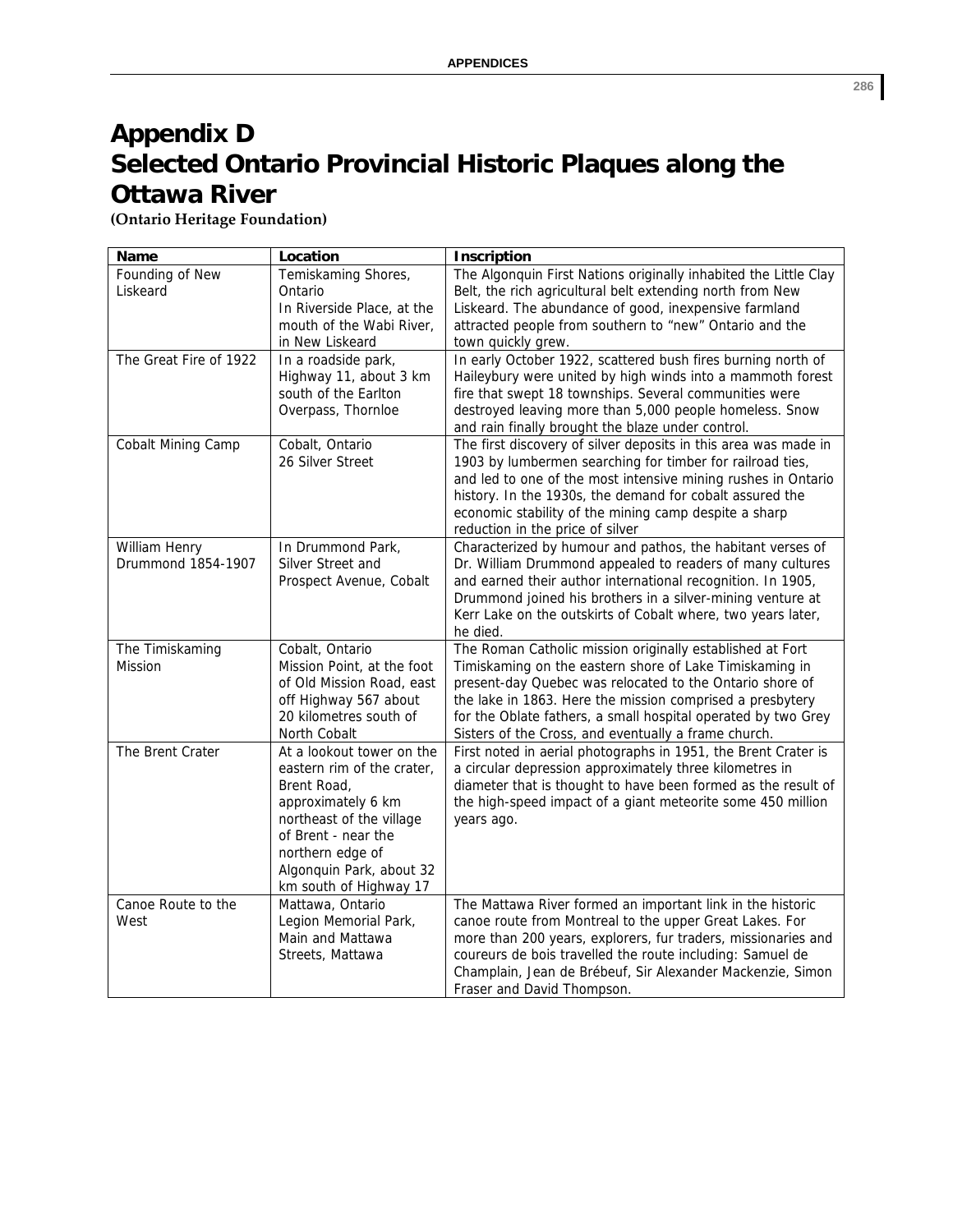# Appendix D
# Selected Ontario Provincial Historic Plaques along the Ottawa River

**(Ontario Heritage Foundation)**

| Name | Location | Inscription |
|---|---|---|
| Founding of New Liskeard | Temiskaming Shores, Ontario<br>In Riverside Place, at the mouth of the Wabi River, in New Liskeard | The Algonquin First Nations originally inhabited the Little Clay Belt, the rich agricultural belt extending north from New Liskeard. The abundance of good, inexpensive farmland attracted people from southern to "new" Ontario and the town quickly grew. |
| The Great Fire of 1922 | In a roadside park, Highway 11, about 3 km south of the Earlton Overpass, Thornloe | In early October 1922, scattered bush fires burning north of Haileybury were united by high winds into a mammoth forest fire that swept 18 townships. Several communities were destroyed leaving more than 5,000 people homeless. Snow and rain finally brought the blaze under control. |
| Cobalt Mining Camp | Cobalt, Ontario<br>26 Silver Street | The first discovery of silver deposits in this area was made in 1903 by lumbermen searching for timber for railroad ties, and led to one of the most intensive mining rushes in Ontario history. In the 1930s, the demand for cobalt assured the economic stability of the mining camp despite a sharp reduction in the price of silver |
| William Henry Drummond 1854-1907 | In Drummond Park, Silver Street and Prospect Avenue, Cobalt | Characterized by humour and pathos, the habitant verses of Dr. William Drummond appealed to readers of many cultures and earned their author international recognition. In 1905, Drummond joined his brothers in a silver-mining venture at Kerr Lake on the outskirts of Cobalt where, two years later, he died. |
| The Timiskaming Mission | Cobalt, Ontario<br>Mission Point, at the foot of Old Mission Road, east off Highway 567 about 20 kilometres south of North Cobalt | The Roman Catholic mission originally established at Fort Timiskaming on the eastern shore of Lake Timiskaming in present-day Quebec was relocated to the Ontario shore of the lake in 1863. Here the mission comprised a presbytery for the Oblate fathers, a small hospital operated by two Grey Sisters of the Cross, and eventually a frame church. |
| The Brent Crater | At a lookout tower on the eastern rim of the crater, Brent Road, approximately 6 km northeast of the village of Brent - near the northern edge of Algonquin Park, about 32 km south of Highway 17 | First noted in aerial photographs in 1951, the Brent Crater is a circular depression approximately three kilometres in diameter that is thought to have been formed as the result of the high-speed impact of a giant meteorite some 450 million years ago. |
| Canoe Route to the West | Mattawa, Ontario<br>Legion Memorial Park, Main and Mattawa Streets, Mattawa | The Mattawa River formed an important link in the historic canoe route from Montreal to the upper Great Lakes. For more than 200 years, explorers, fur traders, missionaries and coureurs de bois travelled the route including: Samuel de Champlain, Jean de Brébeuf, Sir Alexander Mackenzie, Simon Fraser and David Thompson. |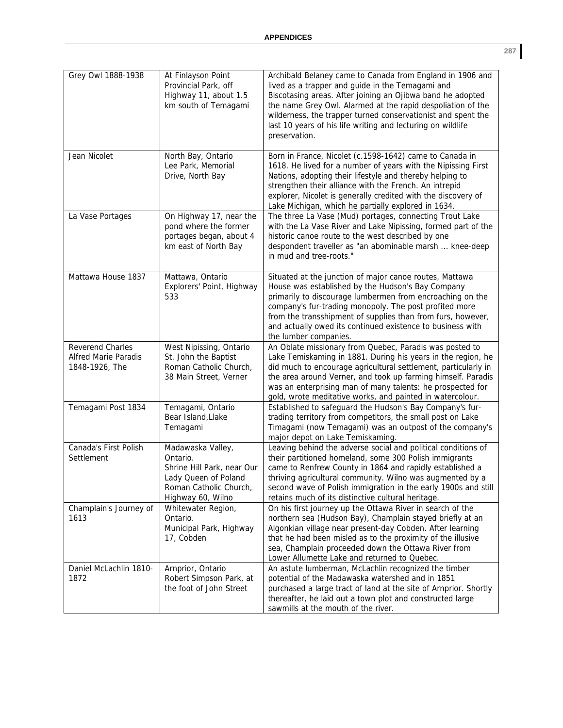| Grey Owl 1888-1938 | At Finlayson Point Provincial Park, off Highway 11, about 1.5 km south of Temagami | Archibald Belaney came to Canada from England in 1906 and lived as a trapper and guide in the Temagami and Biscotasing areas. After joining an Ojibwa band he adopted the name Grey Owl. Alarmed at the rapid despoliation of the wilderness, the trapper turned conservationist and spent the last 10 years of his life writing and lecturing on wildlife preservation. |
|---|---|---|
| Jean Nicolet | North Bay, Ontario Lee Park, Memorial Drive, North Bay | Born in France, Nicolet (c.1598-1642) came to Canada in 1618. He lived for a number of years with the Nipissing First Nations, adopting their lifestyle and thereby helping to strengthen their alliance with the French. An intrepid explorer, Nicolet is generally credited with the discovery of Lake Michigan, which he partially explored in 1634. |
| La Vase Portages | On Highway 17, near the pond where the former portages began, about 4 km east of North Bay | The three La Vase (Mud) portages, connecting Trout Lake with the La Vase River and Lake Nipissing, formed part of the historic canoe route to the west described by one despondent traveller as "an abominable marsh ... knee-deep in mud and tree-roots." |
| Mattawa House 1837 | Mattawa, Ontario Explorers' Point, Highway 533 | Situated at the junction of major canoe routes, Mattawa House was established by the Hudson's Bay Company primarily to discourage lumbermen from encroaching on the company's fur-trading monopoly. The post profited more from the transshipment of supplies than from furs, however, and actually owed its continued existence to business with the lumber companies. |
| Reverend Charles Alfred Marie Paradis 1848-1926, The | West Nipissing, Ontario St. John the Baptist Roman Catholic Church, 38 Main Street, Verner | An Oblate missionary from Quebec, Paradis was posted to Lake Temiskaming in 1881. During his years in the region, he did much to encourage agricultural settlement, particularly in the area around Verner, and took up farming himself. Paradis was an enterprising man of many talents: he prospected for gold, wrote meditative works, and painted in watercolour. |
| Temagami Post 1834 | Temagami, Ontario Bear Island, Llake Temagami | Established to safeguard the Hudson's Bay Company's fur-trading territory from competitors, the small post on Lake Timagami (now Temagami) was an outpost of the company's major depot on Lake Temiskaming. |
| Canada's First Polish Settlement | Madawaska Valley, Ontario. Shrine Hill Park, near Our Lady Queen of Poland Roman Catholic Church, Highway 60, Wilno | Leaving behind the adverse social and political conditions of their partitioned homeland, some 300 Polish immigrants came to Renfrew County in 1864 and rapidly established a thriving agricultural community. Wilno was augmented by a second wave of Polish immigration in the early 1900s and still retains much of its distinctive cultural heritage. |
| Champlain's Journey of 1613 | Whitewater Region, Ontario. Municipal Park, Highway 17, Cobden | On his first journey up the Ottawa River in search of the northern sea (Hudson Bay), Champlain stayed briefly at an Algonkian village near present-day Cobden. After learning that he had been misled as to the proximity of the illusive sea, Champlain proceeded down the Ottawa River from Lower Allumette Lake and returned to Quebec. |
| Daniel McLachlin 1810-1872 | Arnprior, Ontario Robert Simpson Park, at the foot of John Street | An astute lumberman, McLachlin recognized the timber potential of the Madawaska watershed and in 1851 purchased a large tract of land at the site of Arnprior. Shortly thereafter, he laid out a town plot and constructed large sawmills at the mouth of the river. |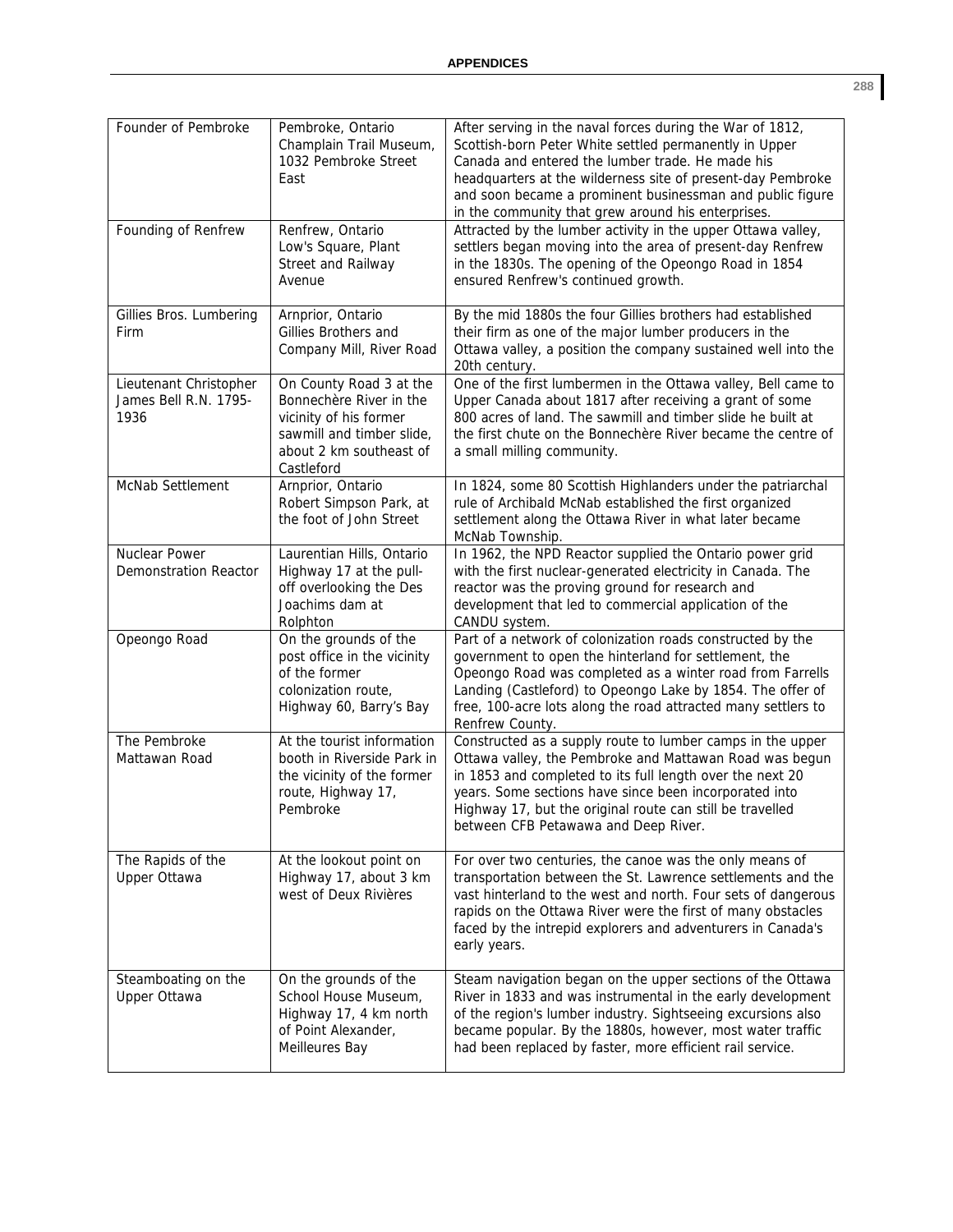| Founder of Pembroke | Pembroke, Ontario Champlain Trail Museum, 1032 Pembroke Street East | After serving in the naval forces during the War of 1812, Scottish-born Peter White settled permanently in Upper Canada and entered the lumber trade. He made his headquarters at the wilderness site of present-day Pembroke and soon became a prominent businessman and public figure in the community that grew around his enterprises. |
|---|---|---|
| Founding of Renfrew | Renfrew, Ontario Low's Square, Plant Street and Railway Avenue | Attracted by the lumber activity in the upper Ottawa valley, settlers began moving into the area of present-day Renfrew in the 1830s. The opening of the Opeongo Road in 1854 ensured Renfrew's continued growth. |
| Gillies Bros. Lumbering Firm | Arnprior, Ontario Gillies Brothers and Company Mill, River Road | By the mid 1880s the four Gillies brothers had established their firm as one of the major lumber producers in the Ottawa valley, a position the company sustained well into the 20th century. |
| Lieutenant Christopher James Bell R.N. 1795-1936 | On County Road 3 at the Bonnechère River in the vicinity of his former sawmill and timber slide, about 2 km southeast of Castleford | One of the first lumbermen in the Ottawa valley, Bell came to Upper Canada about 1817 after receiving a grant of some 800 acres of land. The sawmill and timber slide he built at the first chute on the Bonnechère River became the centre of a small milling community. |
| McNab Settlement | Arnprior, Ontario Robert Simpson Park, at the foot of John Street | In 1824, some 80 Scottish Highlanders under the patriarchal rule of Archibald McNab established the first organized settlement along the Ottawa River in what later became McNab Township. |
| Nuclear Power Demonstration Reactor | Laurentian Hills, Ontario Highway 17 at the pull-off overlooking the Des Joachims dam at Rolphton | In 1962, the NPD Reactor supplied the Ontario power grid with the first nuclear-generated electricity in Canada. The reactor was the proving ground for research and development that led to commercial application of the CANDU system. |
| Opeongo Road | On the grounds of the post office in the vicinity of the former colonization route, Highway 60, Barry's Bay | Part of a network of colonization roads constructed by the government to open the hinterland for settlement, the Opeongo Road was completed as a winter road from Farrells Landing (Castleford) to Opeongo Lake by 1854. The offer of free, 100-acre lots along the road attracted many settlers to Renfrew County. |
| The Pembroke Mattawan Road | At the tourist information booth in Riverside Park in the vicinity of the former route, Highway 17, Pembroke | Constructed as a supply route to lumber camps in the upper Ottawa valley, the Pembroke and Mattawan Road was begun in 1853 and completed to its full length over the next 20 years. Some sections have since been incorporated into Highway 17, but the original route can still be travelled between CFB Petawawa and Deep River. |
| The Rapids of the Upper Ottawa | At the lookout point on Highway 17, about 3 km west of Deux Rivières | For over two centuries, the canoe was the only means of transportation between the St. Lawrence settlements and the vast hinterland to the west and north. Four sets of dangerous rapids on the Ottawa River were the first of many obstacles faced by the intrepid explorers and adventurers in Canada's early years. |
| Steamboating on the Upper Ottawa | On the grounds of the School House Museum, Highway 17, 4 km north of Point Alexander, Meilleures Bay | Steam navigation began on the upper sections of the Ottawa River in 1833 and was instrumental in the early development of the region's lumber industry. Sightseeing excursions also became popular. By the 1880s, however, most water traffic had been replaced by faster, more efficient rail service. |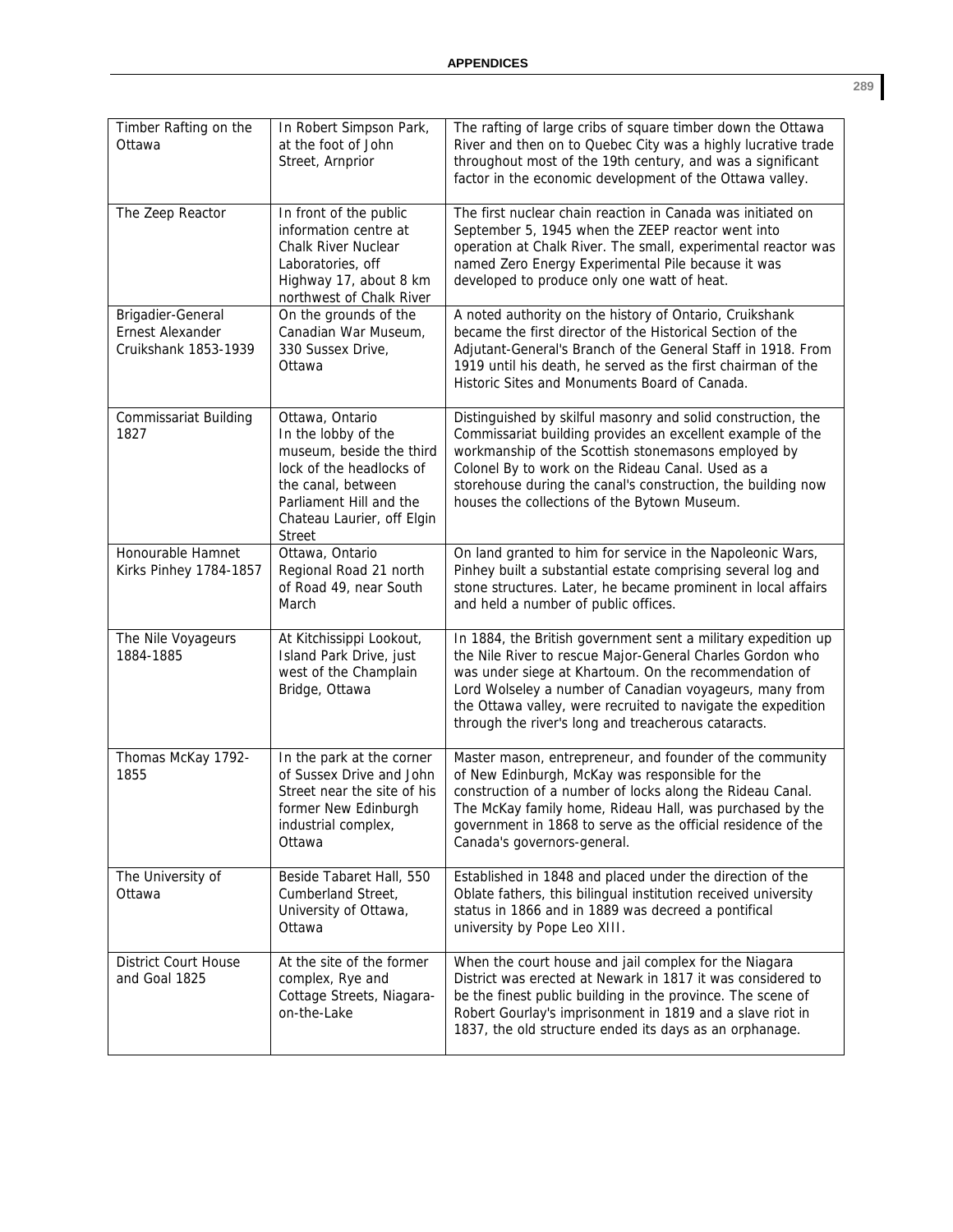| Timber Rafting on the Ottawa | In Robert Simpson Park, at the foot of John Street, Arnprior | The rafting of large cribs of square timber down the Ottawa River and then on to Quebec City was a highly lucrative trade throughout most of the 19th century, and was a significant factor in the economic development of the Ottawa valley. |
|---|---|---|
| The Zeep Reactor | In front of the public information centre at Chalk River Nuclear Laboratories, off Highway 17, about 8 km northwest of Chalk River | The first nuclear chain reaction in Canada was initiated on September 5, 1945 when the ZEEP reactor went into operation at Chalk River. The small, experimental reactor was named Zero Energy Experimental Pile because it was developed to produce only one watt of heat. |
| Brigadier-General Ernest Alexander Cruikshank 1853-1939 | On the grounds of the Canadian War Museum, 330 Sussex Drive, Ottawa | A noted authority on the history of Ontario, Cruikshank became the first director of the Historical Section of the Adjutant-General's Branch of the General Staff in 1918. From 1919 until his death, he served as the first chairman of the Historic Sites and Monuments Board of Canada. |
| Commissariat Building 1827 | Ottawa, Ontario In the lobby of the museum, beside the third lock of the headlocks of the canal, between Parliament Hill and the Chateau Laurier, off Elgin Street | Distinguished by skilful masonry and solid construction, the Commissariat building provides an excellent example of the workmanship of the Scottish stonemasons employed by Colonel By to work on the Rideau Canal. Used as a storehouse during the canal's construction, the building now houses the collections of the Bytown Museum. |
| Honourable Hamnet Kirks Pinhey 1784-1857 | Ottawa, Ontario Regional Road 21 north of Road 49, near South March | On land granted to him for service in the Napoleonic Wars, Pinhey built a substantial estate comprising several log and stone structures. Later, he became prominent in local affairs and held a number of public offices. |
| The Nile Voyageurs 1884-1885 | At Kitchissippi Lookout, Island Park Drive, just west of the Champlain Bridge, Ottawa | In 1884, the British government sent a military expedition up the Nile River to rescue Major-General Charles Gordon who was under siege at Khartoum. On the recommendation of Lord Wolseley a number of Canadian voyageurs, many from the Ottawa valley, were recruited to navigate the expedition through the river's long and treacherous cataracts. |
| Thomas McKay 1792-1855 | In the park at the corner of Sussex Drive and John Street near the site of his former New Edinburgh industrial complex, Ottawa | Master mason, entrepreneur, and founder of the community of New Edinburgh, McKay was responsible for the construction of a number of locks along the Rideau Canal. The McKay family home, Rideau Hall, was purchased by the government in 1868 to serve as the official residence of the Canada's governors-general. |
| The University of Ottawa | Beside Tabaret Hall, 550 Cumberland Street, University of Ottawa, Ottawa | Established in 1848 and placed under the direction of the Oblate fathers, this bilingual institution received university status in 1866 and in 1889 was decreed a pontifical university by Pope Leo XIII. |
| District Court House and Goal 1825 | At the site of the former complex, Rye and Cottage Streets, Niagara-on-the-Lake | When the court house and jail complex for the Niagara District was erected at Newark in 1817 it was considered to be the finest public building in the province. The scene of Robert Gourlay's imprisonment in 1819 and a slave riot in 1837, the old structure ended its days as an orphanage. |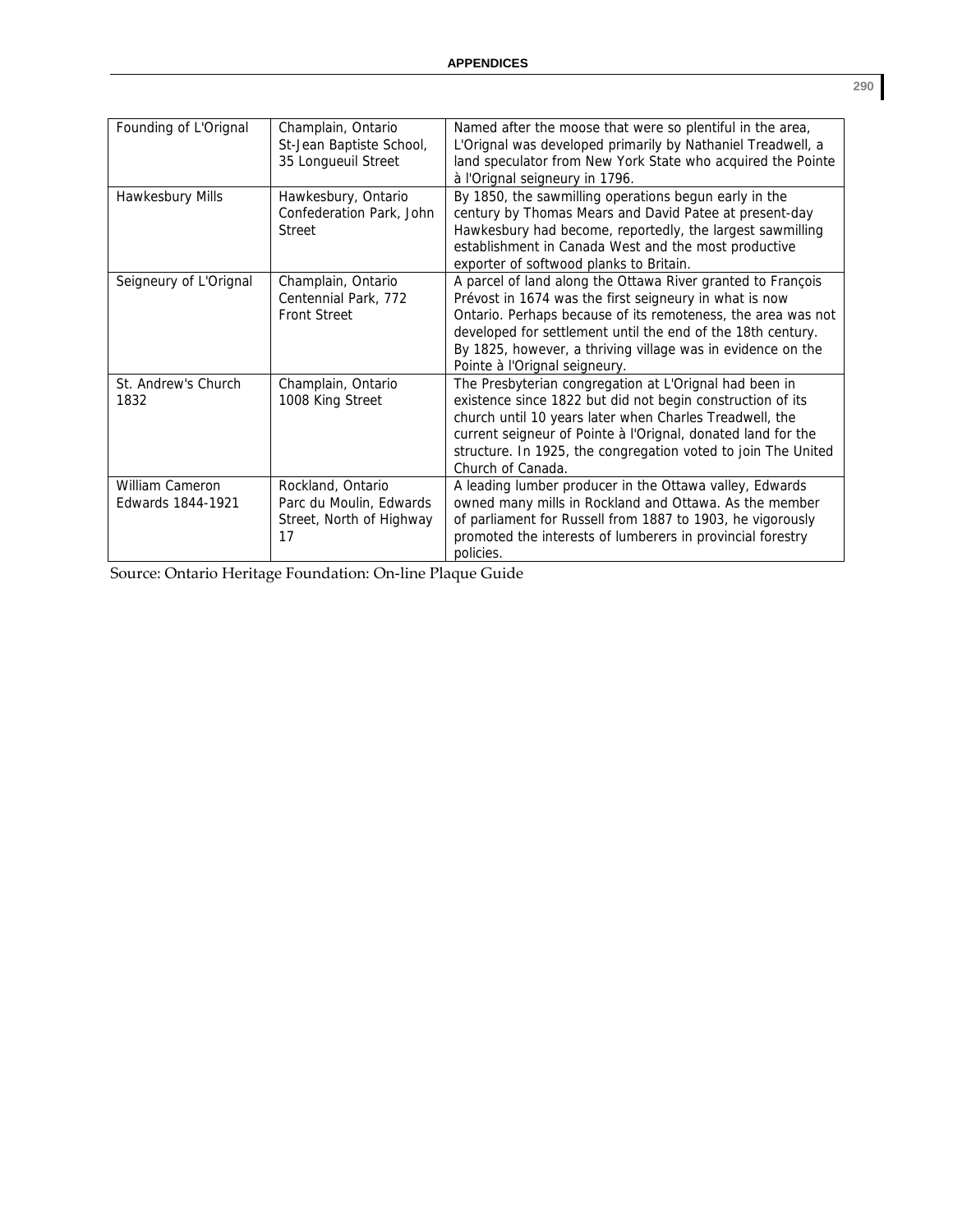| | | |
|---|---|---|
| Founding of L'Orignal | Champlain, Ontario St-Jean Baptiste School, 35 Longueuil Street | Named after the moose that were so plentiful in the area, L'Orignal was developed primarily by Nathaniel Treadwell, a land speculator from New York State who acquired the Pointe à l'Orignal seigneury in 1796. |
| Hawkesbury Mills | Hawkesbury, Ontario Confederation Park, John Street | By 1850, the sawmilling operations begun early in the century by Thomas Mears and David Patee at present-day Hawkesbury had become, reportedly, the largest sawmilling establishment in Canada West and the most productive exporter of softwood planks to Britain. |
| Seigneury of L'Orignal | Champlain, Ontario Centennial Park, 772 Front Street | A parcel of land along the Ottawa River granted to François Prévost in 1674 was the first seigneury in what is now Ontario. Perhaps because of its remoteness, the area was not developed for settlement until the end of the 18th century. By 1825, however, a thriving village was in evidence on the Pointe à l'Orignal seigneury. |
| St. Andrew's Church 1832 | Champlain, Ontario 1008 King Street | The Presbyterian congregation at L'Orignal had been in existence since 1822 but did not begin construction of its church until 10 years later when Charles Treadwell, the current seigneur of Pointe à l'Orignal, donated land for the structure. In 1925, the congregation voted to join The United Church of Canada. |
| William Cameron Edwards 1844-1921 | Rockland, Ontario Parc du Moulin, Edwards Street, North of Highway 17 | A leading lumber producer in the Ottawa valley, Edwards owned many mills in Rockland and Ottawa. As the member of parliament for Russell from 1887 to 1903, he vigorously promoted the interests of lumberers in provincial forestry policies. |

Source: Ontario Heritage Foundation: On-line Plaque Guide